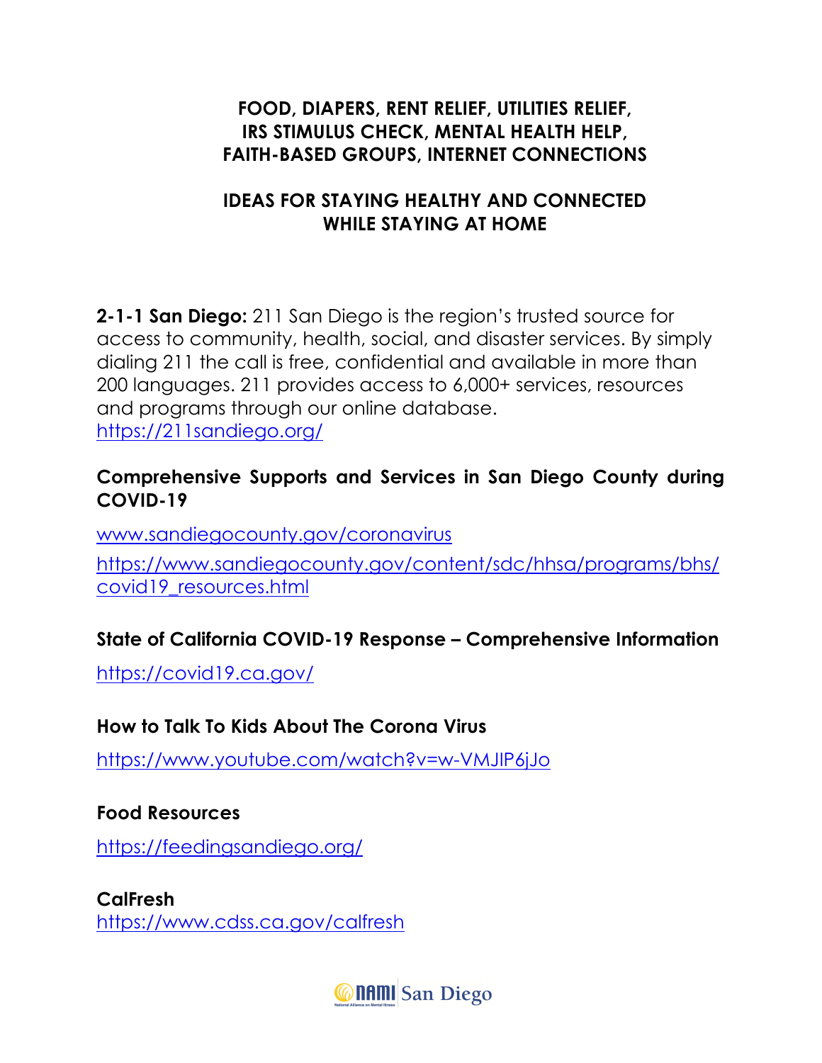# FOOD, DIAPERS, RENT RELIEF, UTILITIES RELIEF, IRS STIMULUS CHECK, MENTAL HEALTH HELP, FAITH-BASED GROUPS, INTERNET CONNECTIONS

# IDEAS FOR STAYING HEALTHY AND CONNECTED WHILE STAYING AT HOME

**2-1-1 San Diego:** 211 San Diego is the region's trusted source for access to community, health, social, and disaster services. By simply dialing 211 the call is free, confidential and available in more than 200 languages. 211 provides access to 6,000+ services, resources and programs through our online database. https://211sandiego.org/

### Comprehensive Supports and Services in San Diego County during COVID-19

www.sandiegocounty.gov/coronavirus

https://www.sandiegocounty.gov/content/sdc/hhsa/programs/bhs/covid19_resources.html

### State of California COVID-19 Response – Comprehensive Information

https://covid19.ca.gov/

### How to Talk To Kids About The Corona Virus

https://www.youtube.com/watch?v=w-VMJIP6jJo

### Food Resources

https://feedingsandiego.org/

### CalFresh

https://www.cdss.ca.gov/calfresh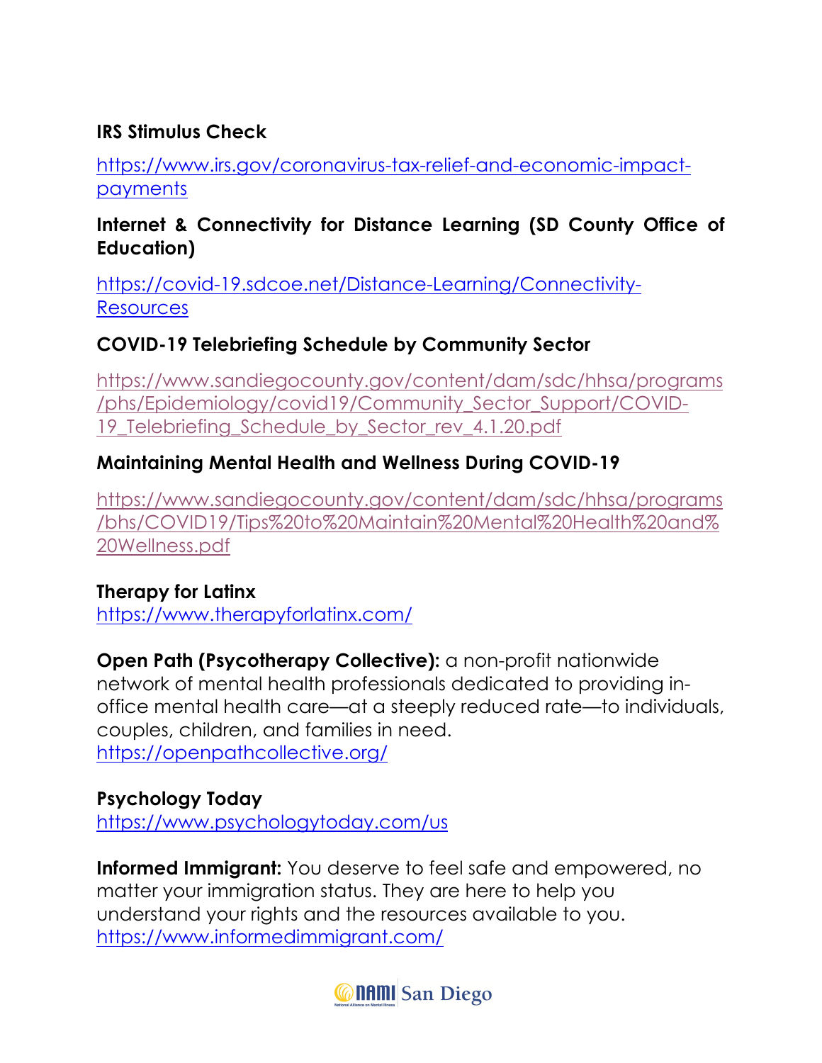**IRS Stimulus Check**

https://www.irs.gov/coronavirus-tax-relief-and-economic-impact-payments

**Internet & Connectivity for Distance Learning (SD County Office of Education)**

https://covid-19.sdcoe.net/Distance-Learning/Connectivity-Resources

**COVID-19 Telebriefing Schedule by Community Sector**

https://www.sandiegocounty.gov/content/dam/sdc/hhsa/programs/phs/Epidemiology/covid19/Community_Sector_Support/COVID-19_Telebriefing_Schedule_by_Sector_rev_4.1.20.pdf

**Maintaining Mental Health and Wellness During COVID-19**

https://www.sandiegocounty.gov/content/dam/sdc/hhsa/programs/bhs/COVID19/Tips%20to%20Maintain%20Mental%20Health%20and%20Wellness.pdf

**Therapy for Latinx**
https://www.therapyforlatinx.com/

**Open Path (Psycotherapy Collective):** a non-profit nationwide network of mental health professionals dedicated to providing in-office mental health care—at a steeply reduced rate—to individuals, couples, children, and families in need.
https://openpathcollective.org/

**Psychology Today**
https://www.psychologytoday.com/us

**Informed Immigrant:** You deserve to feel safe and empowered, no matter your immigration status. They are here to help you understand your rights and the resources available to you.
https://www.informedimmigrant.com/